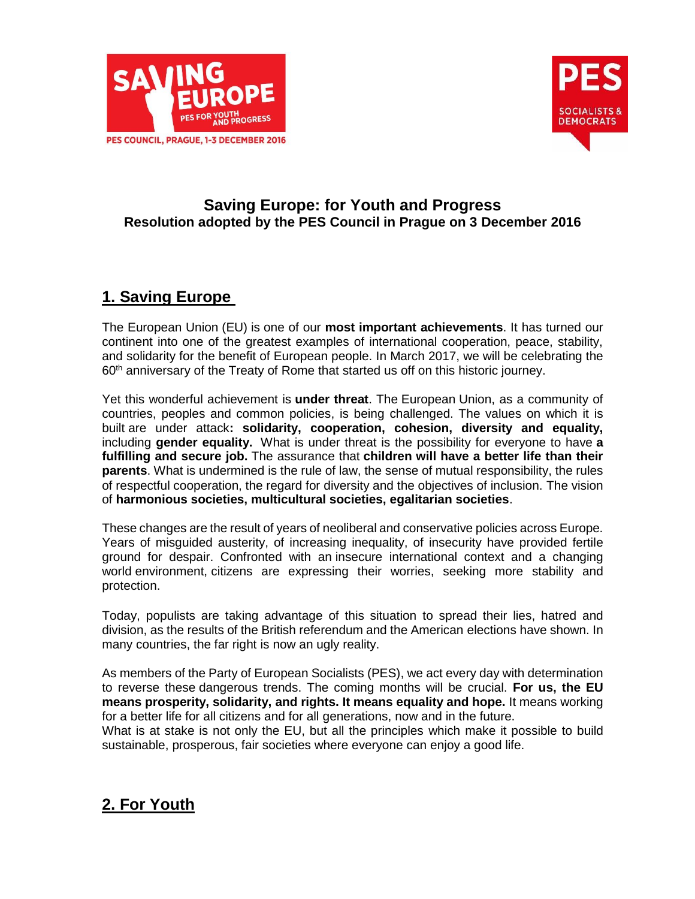# Saving Europe: for Youth and Progress

**Resolution adopted by the PES Council in Prague on 3 December 2016**

## 1. Saving Europe

The European Union (EU) is one of our **most important achievements**. It has turned our continent into one of the greatest examples of international cooperation, peace, stability, and solidarity for the benefit of European people. In March 2017, we will be celebrating the 60th anniversary of the Treaty of Rome that started us off on this historic journey.

Yet this wonderful achievement is **under threat**. The European Union, as a community of countries, peoples and common policies, is being challenged. The values on which it is built are under attack**: solidarity, cooperation, cohesion, diversity and equality,** including **gender equality.** What is under threat is the possibility for everyone to have **a fulfilling and secure job.** The assurance that **children will have a better life than their parents**. What is undermined is the rule of law, the sense of mutual responsibility, the rules of respectful cooperation, the regard for diversity and the objectives of inclusion. The vision of **harmonious societies, multicultural societies, egalitarian societies**.

These changes are the result of years of neoliberal and conservative policies across Europe. Years of misguided austerity, of increasing inequality, of insecurity have provided fertile ground for despair. Confronted with an insecure international context and a changing world environment, citizens are expressing their worries, seeking more stability and protection.

Today, populists are taking advantage of this situation to spread their lies, hatred and division, as the results of the British referendum and the American elections have shown. In many countries, the far right is now an ugly reality.

As members of the Party of European Socialists (PES), we act every day with determination to reverse these dangerous trends. The coming months will be crucial. **For us, the EU means prosperity, solidarity, and rights. It means equality and hope.** It means working for a better life for all citizens and for all generations, now and in the future.

What is at stake is not only the EU, but all the principles which make it possible to build sustainable, prosperous, fair societies where everyone can enjoy a good life.

## 2. For Youth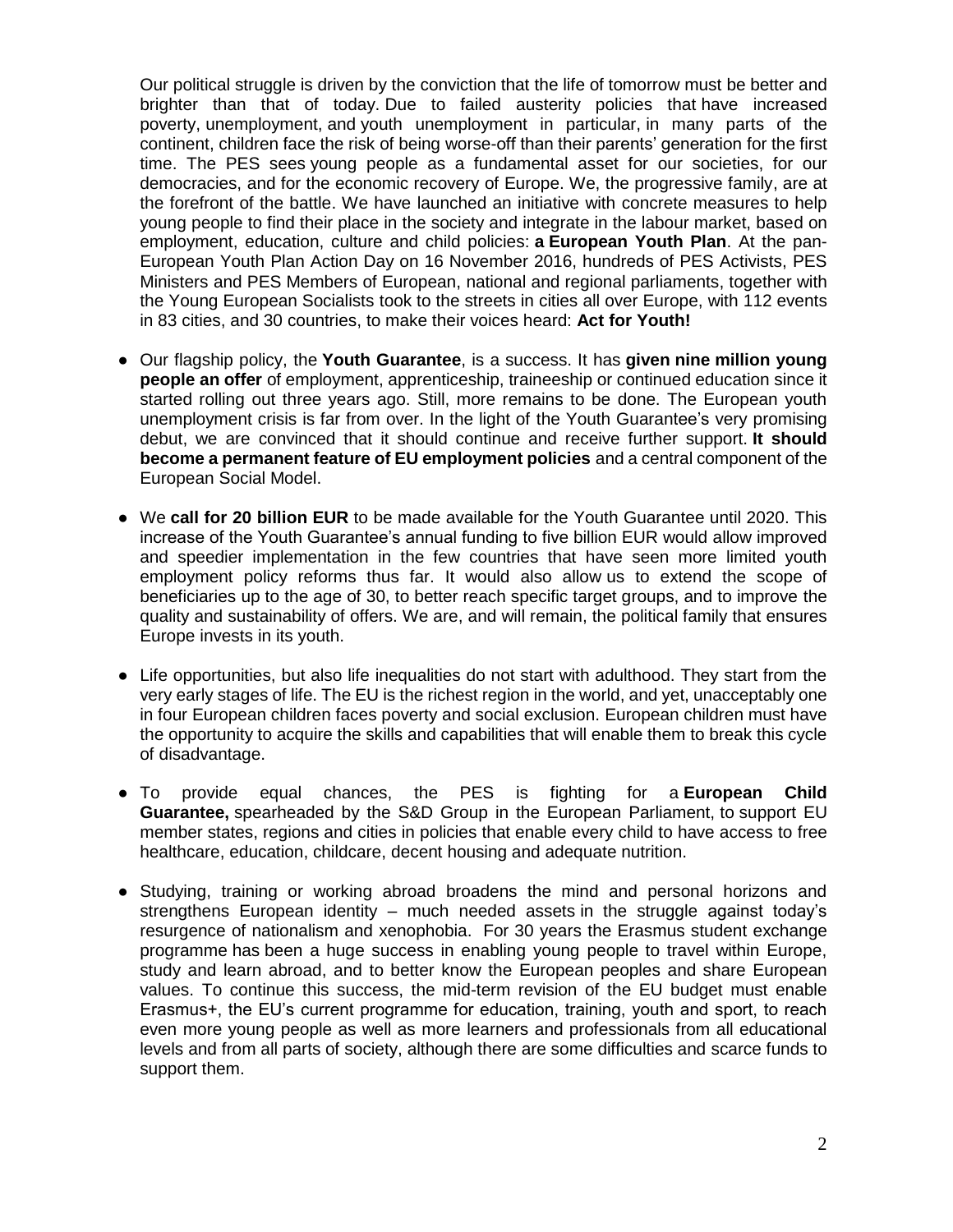Our political struggle is driven by the conviction that the life of tomorrow must be better and brighter than that of today. Due to failed austerity policies that have increased poverty, unemployment, and youth unemployment in particular, in many parts of the continent, children face the risk of being worse-off than their parents' generation for the first time. The PES sees young people as a fundamental asset for our societies, for our democracies, and for the economic recovery of Europe. We, the progressive family, are at the forefront of the battle. We have launched an initiative with concrete measures to help young people to find their place in the society and integrate in the labour market, based on employment, education, culture and child policies: **a European Youth Plan**. At the pan-European Youth Plan Action Day on 16 November 2016, hundreds of PES Activists, PES Ministers and PES Members of European, national and regional parliaments, together with the Young European Socialists took to the streets in cities all over Europe, with 112 events in 83 cities, and 30 countries, to make their voices heard: **Act for Youth!**

- Our flagship policy, the **Youth Guarantee**, is a success. It has **given nine million young people an offer** of employment, apprenticeship, traineeship or continued education since it started rolling out three years ago. Still, more remains to be done. The European youth unemployment crisis is far from over. In the light of the Youth Guarantee's very promising debut, we are convinced that it should continue and receive further support. **It should become a permanent feature of EU employment policies** and a central component of the European Social Model.

- We **call for 20 billion EUR** to be made available for the Youth Guarantee until 2020. This increase of the Youth Guarantee's annual funding to five billion EUR would allow improved and speedier implementation in the few countries that have seen more limited youth employment policy reforms thus far. It would also allow us to extend the scope of beneficiaries up to the age of 30, to better reach specific target groups, and to improve the quality and sustainability of offers. We are, and will remain, the political family that ensures Europe invests in its youth.

- Life opportunities, but also life inequalities do not start with adulthood. They start from the very early stages of life. The EU is the richest region in the world, and yet, unacceptably one in four European children faces poverty and social exclusion. European children must have the opportunity to acquire the skills and capabilities that will enable them to break this cycle of disadvantage.

- To provide equal chances, the PES is fighting for a **European Child Guarantee,** spearheaded by the S&D Group in the European Parliament, to support EU member states, regions and cities in policies that enable every child to have access to free healthcare, education, childcare, decent housing and adequate nutrition.

- Studying, training or working abroad broadens the mind and personal horizons and strengthens European identity – much needed assets in the struggle against today's resurgence of nationalism and xenophobia. For 30 years the Erasmus student exchange programme has been a huge success in enabling young people to travel within Europe, study and learn abroad, and to better know the European peoples and share European values. To continue this success, the mid-term revision of the EU budget must enable Erasmus+, the EU's current programme for education, training, youth and sport, to reach even more young people as well as more learners and professionals from all educational levels and from all parts of society, although there are some difficulties and scarce funds to support them.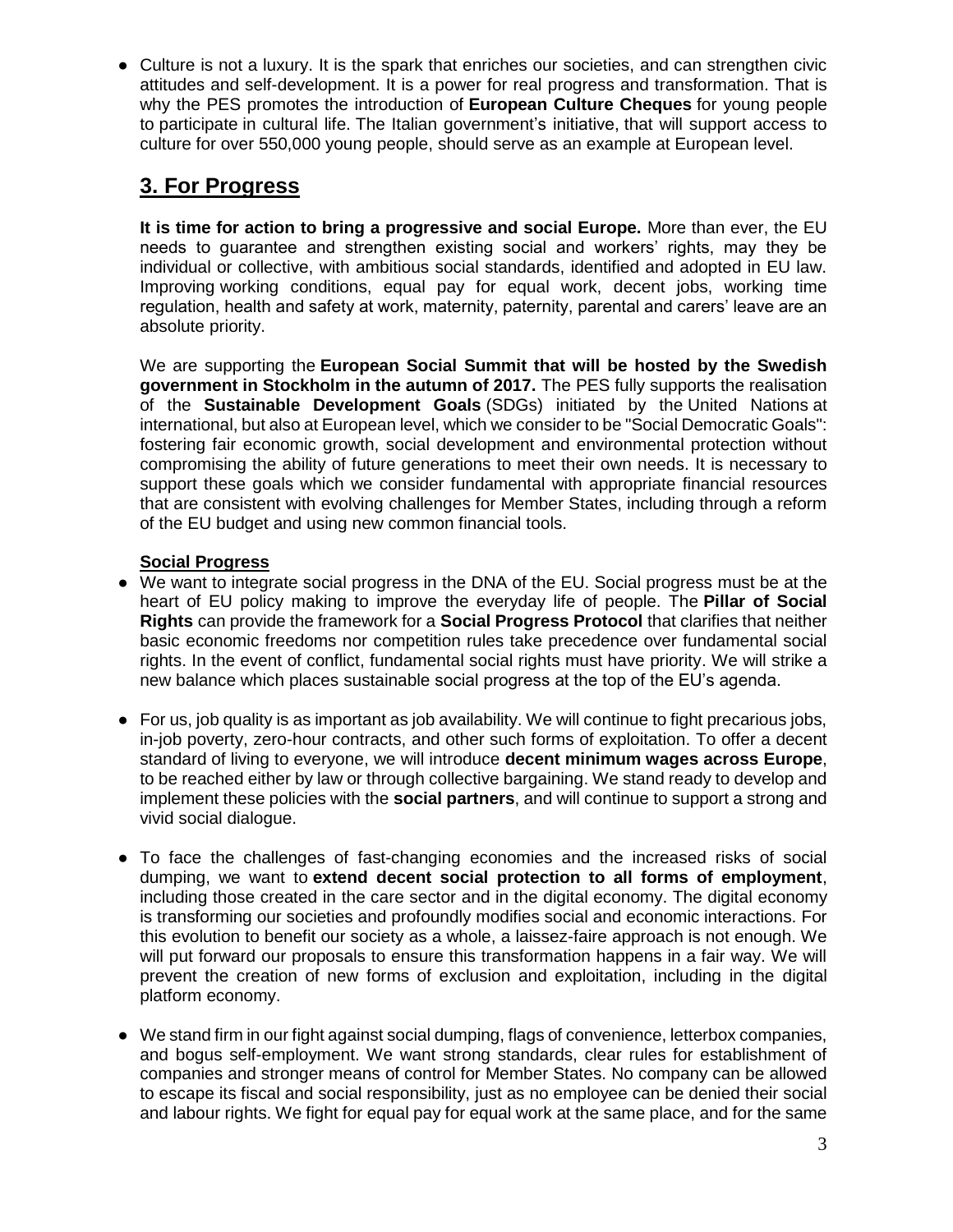- Culture is not a luxury. It is the spark that enriches our societies, and can strengthen civic attitudes and self-development. It is a power for real progress and transformation. That is why the PES promotes the introduction of **European Culture Cheques** for young people to participate in cultural life. The Italian government's initiative, that will support access to culture for over 550,000 young people, should serve as an example at European level.

## 3. For Progress

**It is time for action to bring a progressive and social Europe.** More than ever, the EU needs to guarantee and strengthen existing social and workers' rights, may they be individual or collective, with ambitious social standards, identified and adopted in EU law. Improving working conditions, equal pay for equal work, decent jobs, working time regulation, health and safety at work, maternity, paternity, parental and carers' leave are an absolute priority.

We are supporting the **European Social Summit that will be hosted by the Swedish government in Stockholm in the autumn of 2017.** The PES fully supports the realisation of the **Sustainable Development Goals** (SDGs) initiated by the United Nations at international, but also at European level, which we consider to be "Social Democratic Goals": fostering fair economic growth, social development and environmental protection without compromising the ability of future generations to meet their own needs. It is necessary to support these goals which we consider fundamental with appropriate financial resources that are consistent with evolving challenges for Member States, including through a reform of the EU budget and using new common financial tools.

### Social Progress

- We want to integrate social progress in the DNA of the EU. Social progress must be at the heart of EU policy making to improve the everyday life of people. The **Pillar of Social Rights** can provide the framework for a **Social Progress Protocol** that clarifies that neither basic economic freedoms nor competition rules take precedence over fundamental social rights. In the event of conflict, fundamental social rights must have priority. We will strike a new balance which places sustainable social progress at the top of the EU's agenda.

- For us, job quality is as important as job availability. We will continue to fight precarious jobs, in-job poverty, zero-hour contracts, and other such forms of exploitation. To offer a decent standard of living to everyone, we will introduce **decent minimum wages across Europe**, to be reached either by law or through collective bargaining. We stand ready to develop and implement these policies with the **social partners**, and will continue to support a strong and vivid social dialogue.

- To face the challenges of fast-changing economies and the increased risks of social dumping, we want to **extend decent social protection to all forms of employment**, including those created in the care sector and in the digital economy. The digital economy is transforming our societies and profoundly modifies social and economic interactions. For this evolution to benefit our society as a whole, a laissez-faire approach is not enough. We will put forward our proposals to ensure this transformation happens in a fair way. We will prevent the creation of new forms of exclusion and exploitation, including in the digital platform economy.

- We stand firm in our fight against social dumping, flags of convenience, letterbox companies, and bogus self-employment. We want strong standards, clear rules for establishment of companies and stronger means of control for Member States. No company can be allowed to escape its fiscal and social responsibility, just as no employee can be denied their social and labour rights. We fight for equal pay for equal work at the same place, and for the same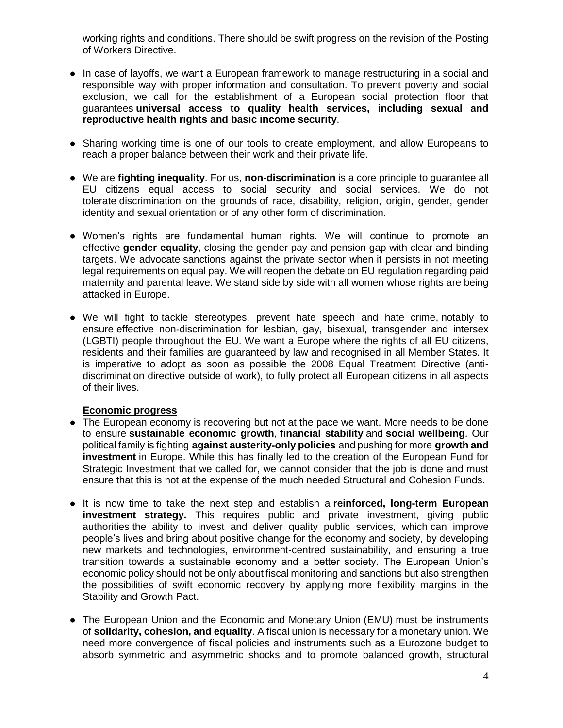working rights and conditions. There should be swift progress on the revision of the Posting of Workers Directive.

- In case of layoffs, we want a European framework to manage restructuring in a social and responsible way with proper information and consultation. To prevent poverty and social exclusion, we call for the establishment of a European social protection floor that guarantees **universal access to quality health services, including sexual and reproductive health rights and basic income security**.

- Sharing working time is one of our tools to create employment, and allow Europeans to reach a proper balance between their work and their private life.

- We are **fighting inequality**. For us, **non-discrimination** is a core principle to guarantee all EU citizens equal access to social security and social services. We do not tolerate discrimination on the grounds of race, disability, religion, origin, gender, gender identity and sexual orientation or of any other form of discrimination.

- Women's rights are fundamental human rights. We will continue to promote an effective **gender equality**, closing the gender pay and pension gap with clear and binding targets. We advocate sanctions against the private sector when it persists in not meeting legal requirements on equal pay. We will reopen the debate on EU regulation regarding paid maternity and parental leave. We stand side by side with all women whose rights are being attacked in Europe.

- We will fight to tackle stereotypes, prevent hate speech and hate crime, notably to ensure effective non-discrimination for lesbian, gay, bisexual, transgender and intersex (LGBTI) people throughout the EU. We want a Europe where the rights of all EU citizens, residents and their families are guaranteed by law and recognised in all Member States. It is imperative to adopt as soon as possible the 2008 Equal Treatment Directive (anti-discrimination directive outside of work), to fully protect all European citizens in all aspects of their lives.

**Economic progress**

- The European economy is recovering but not at the pace we want. More needs to be done to ensure **sustainable economic growth**, **financial stability** and **social wellbeing**. Our political family is fighting **against austerity-only policies** and pushing for more **growth and investment** in Europe. While this has finally led to the creation of the European Fund for Strategic Investment that we called for, we cannot consider that the job is done and must ensure that this is not at the expense of the much needed Structural and Cohesion Funds.

- It is now time to take the next step and establish a **reinforced, long-term European investment strategy.** This requires public and private investment, giving public authorities the ability to invest and deliver quality public services, which can improve people's lives and bring about positive change for the economy and society, by developing new markets and technologies, environment-centred sustainability, and ensuring a true transition towards a sustainable economy and a better society. The European Union's economic policy should not be only about fiscal monitoring and sanctions but also strengthen the possibilities of swift economic recovery by applying more flexibility margins in the Stability and Growth Pact.

- The European Union and the Economic and Monetary Union (EMU) must be instruments of **solidarity, cohesion, and equality**. A fiscal union is necessary for a monetary union. We need more convergence of fiscal policies and instruments such as a Eurozone budget to absorb symmetric and asymmetric shocks and to promote balanced growth, structural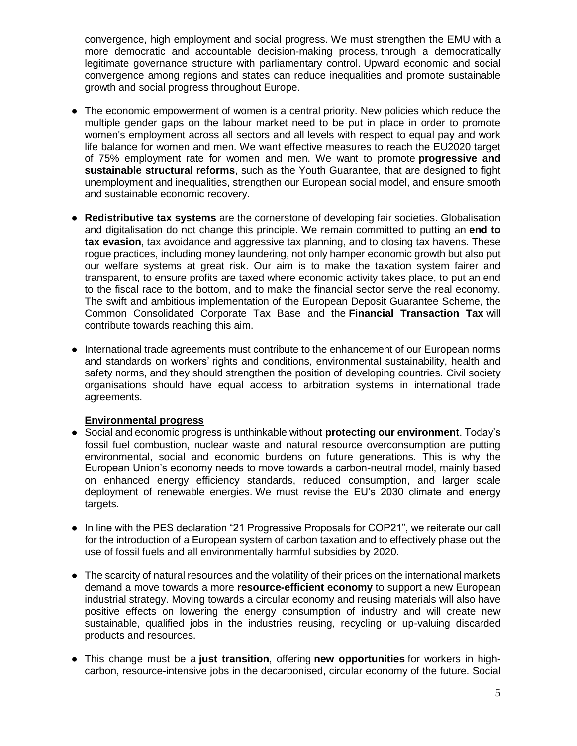convergence, high employment and social progress. We must strengthen the EMU with a more democratic and accountable decision-making process, through a democratically legitimate governance structure with parliamentary control. Upward economic and social convergence among regions and states can reduce inequalities and promote sustainable growth and social progress throughout Europe.

- The economic empowerment of women is a central priority. New policies which reduce the multiple gender gaps on the labour market need to be put in place in order to promote women's employment across all sectors and all levels with respect to equal pay and work life balance for women and men. We want effective measures to reach the EU2020 target of 75% employment rate for women and men. We want to promote **progressive and sustainable structural reforms**, such as the Youth Guarantee, that are designed to fight unemployment and inequalities, strengthen our European social model, and ensure smooth and sustainable economic recovery.

- **Redistributive tax systems** are the cornerstone of developing fair societies. Globalisation and digitalisation do not change this principle. We remain committed to putting an **end to tax evasion**, tax avoidance and aggressive tax planning, and to closing tax havens. These rogue practices, including money laundering, not only hamper economic growth but also put our welfare systems at great risk. Our aim is to make the taxation system fairer and transparent, to ensure profits are taxed where economic activity takes place, to put an end to the fiscal race to the bottom, and to make the financial sector serve the real economy. The swift and ambitious implementation of the European Deposit Guarantee Scheme, the Common Consolidated Corporate Tax Base and the **Financial Transaction Tax** will contribute towards reaching this aim.

- International trade agreements must contribute to the enhancement of our European norms and standards on workers' rights and conditions, environmental sustainability, health and safety norms, and they should strengthen the position of developing countries. Civil society organisations should have equal access to arbitration systems in international trade agreements.

**Environmental progress**

- Social and economic progress is unthinkable without **protecting our environment**. Today's fossil fuel combustion, nuclear waste and natural resource overconsumption are putting environmental, social and economic burdens on future generations. This is why the European Union's economy needs to move towards a carbon-neutral model, mainly based on enhanced energy efficiency standards, reduced consumption, and larger scale deployment of renewable energies. We must revise the EU's 2030 climate and energy targets.

- In line with the PES declaration "21 Progressive Proposals for COP21", we reiterate our call for the introduction of a European system of carbon taxation and to effectively phase out the use of fossil fuels and all environmentally harmful subsidies by 2020.

- The scarcity of natural resources and the volatility of their prices on the international markets demand a move towards a more **resource-efficient economy** to support a new European industrial strategy. Moving towards a circular economy and reusing materials will also have positive effects on lowering the energy consumption of industry and will create new sustainable, qualified jobs in the industries reusing, recycling or up-valuing discarded products and resources.

- This change must be a **just transition**, offering **new opportunities** for workers in high-carbon, resource-intensive jobs in the decarbonised, circular economy of the future. Social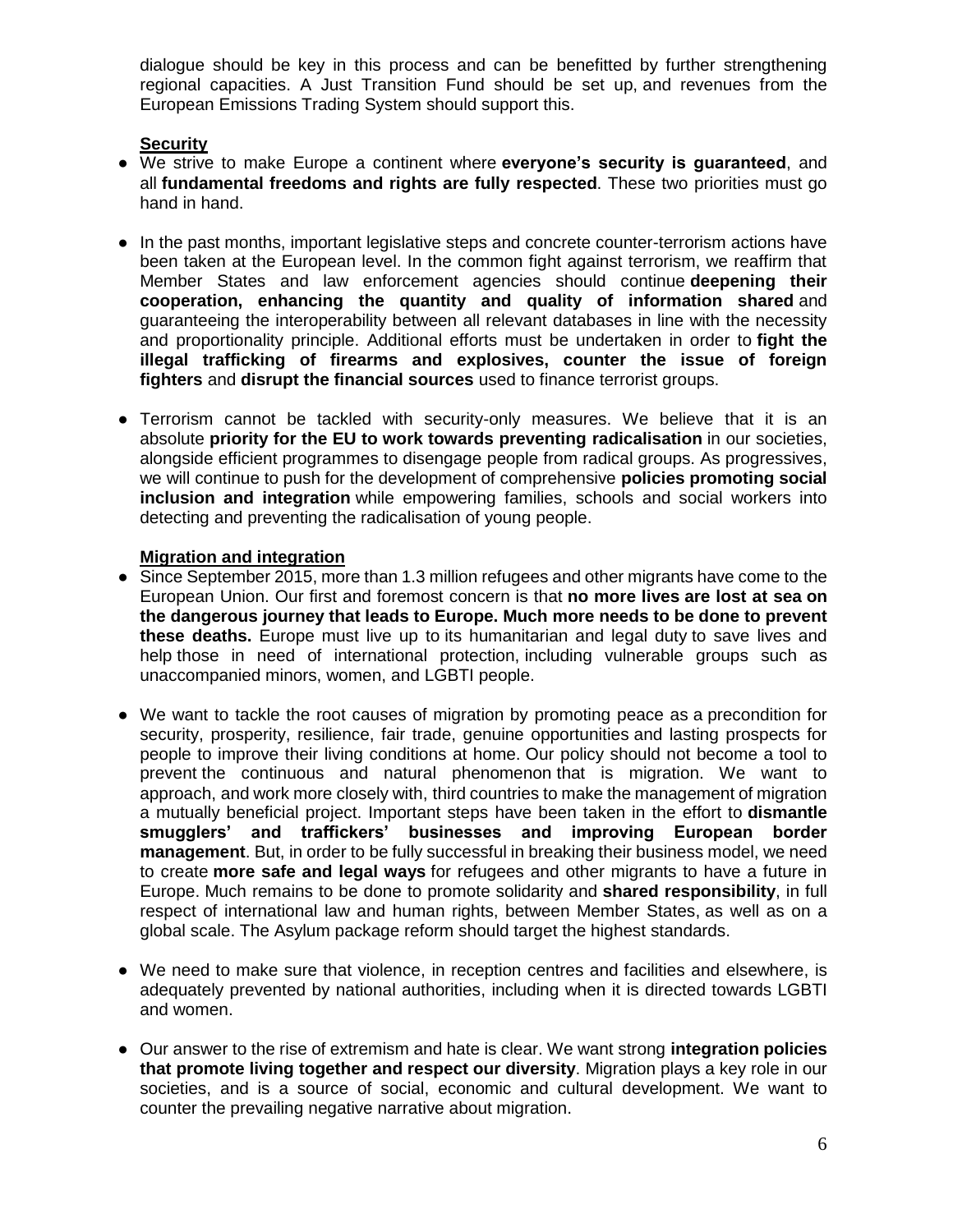dialogue should be key in this process and can be benefitted by further strengthening regional capacities. A Just Transition Fund should be set up, and revenues from the European Emissions Trading System should support this.

**Security**

- We strive to make Europe a continent where **everyone's security is guaranteed**, and all **fundamental freedoms and rights are fully respected**. These two priorities must go hand in hand.

- In the past months, important legislative steps and concrete counter-terrorism actions have been taken at the European level. In the common fight against terrorism, we reaffirm that Member States and law enforcement agencies should continue **deepening their cooperation, enhancing the quantity and quality of information shared** and guaranteeing the interoperability between all relevant databases in line with the necessity and proportionality principle. Additional efforts must be undertaken in order to **fight the illegal trafficking of firearms and explosives, counter the issue of foreign fighters** and **disrupt the financial sources** used to finance terrorist groups.

- Terrorism cannot be tackled with security-only measures. We believe that it is an absolute **priority for the EU to work towards preventing radicalisation** in our societies, alongside efficient programmes to disengage people from radical groups. As progressives, we will continue to push for the development of comprehensive **policies promoting social inclusion and integration** while empowering families, schools and social workers into detecting and preventing the radicalisation of young people.

**Migration and integration**

- Since September 2015, more than 1.3 million refugees and other migrants have come to the European Union. Our first and foremost concern is that **no more lives are lost at sea on the dangerous journey that leads to Europe. Much more needs to be done to prevent these deaths.** Europe must live up to its humanitarian and legal duty to save lives and help those in need of international protection, including vulnerable groups such as unaccompanied minors, women, and LGBTI people.

- We want to tackle the root causes of migration by promoting peace as a precondition for security, prosperity, resilience, fair trade, genuine opportunities and lasting prospects for people to improve their living conditions at home. Our policy should not become a tool to prevent the continuous and natural phenomenon that is migration. We want to approach, and work more closely with, third countries to make the management of migration a mutually beneficial project. Important steps have been taken in the effort to **dismantle smugglers' and traffickers' businesses and improving European border management**. But, in order to be fully successful in breaking their business model, we need to create **more safe and legal ways** for refugees and other migrants to have a future in Europe. Much remains to be done to promote solidarity and **shared responsibility**, in full respect of international law and human rights, between Member States, as well as on a global scale. The Asylum package reform should target the highest standards.

- We need to make sure that violence, in reception centres and facilities and elsewhere, is adequately prevented by national authorities, including when it is directed towards LGBTI and women.

- Our answer to the rise of extremism and hate is clear. We want strong **integration policies that promote living together and respect our diversity**. Migration plays a key role in our societies, and is a source of social, economic and cultural development. We want to counter the prevailing negative narrative about migration.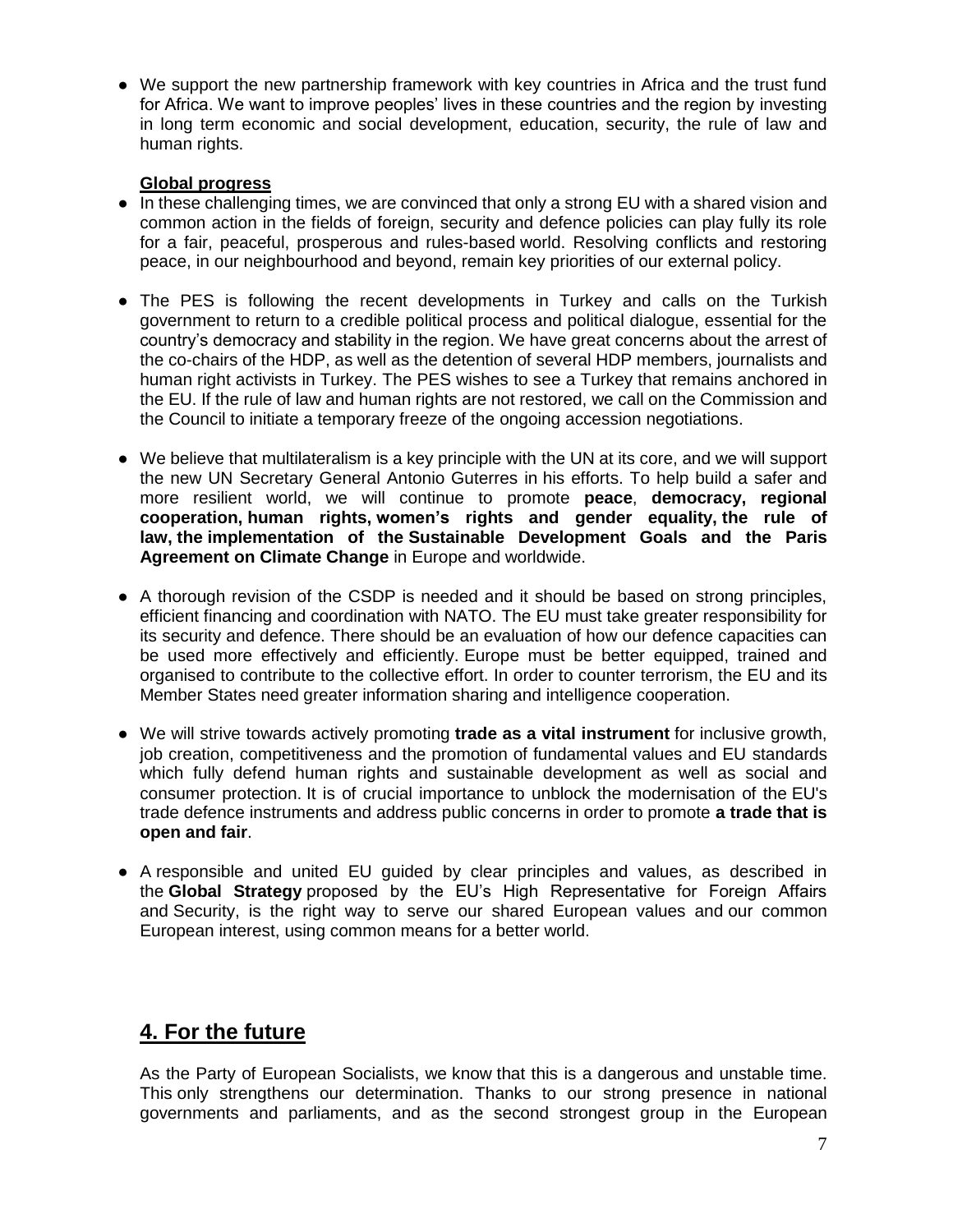- We support the new partnership framework with key countries in Africa and the trust fund for Africa. We want to improve peoples' lives in these countries and the region by investing in long term economic and social development, education, security, the rule of law and human rights.

**Global progress**

- In these challenging times, we are convinced that only a strong EU with a shared vision and common action in the fields of foreign, security and defence policies can play fully its role for a fair, peaceful, prosperous and rules-based world. Resolving conflicts and restoring peace, in our neighbourhood and beyond, remain key priorities of our external policy.

- The PES is following the recent developments in Turkey and calls on the Turkish government to return to a credible political process and political dialogue, essential for the country's democracy and stability in the region. We have great concerns about the arrest of the co-chairs of the HDP, as well as the detention of several HDP members, journalists and human right activists in Turkey. The PES wishes to see a Turkey that remains anchored in the EU. If the rule of law and human rights are not restored, we call on the Commission and the Council to initiate a temporary freeze of the ongoing accession negotiations.

- We believe that multilateralism is a key principle with the UN at its core, and we will support the new UN Secretary General Antonio Guterres in his efforts. To help build a safer and more resilient world, we will continue to promote **peace**, **democracy, regional cooperation, human rights, women's rights and gender equality, the rule of law, the implementation of the Sustainable Development Goals and the Paris Agreement on Climate Change** in Europe and worldwide.

- A thorough revision of the CSDP is needed and it should be based on strong principles, efficient financing and coordination with NATO. The EU must take greater responsibility for its security and defence. There should be an evaluation of how our defence capacities can be used more effectively and efficiently. Europe must be better equipped, trained and organised to contribute to the collective effort. In order to counter terrorism, the EU and its Member States need greater information sharing and intelligence cooperation.

- We will strive towards actively promoting **trade as a vital instrument** for inclusive growth, job creation, competitiveness and the promotion of fundamental values and EU standards which fully defend human rights and sustainable development as well as social and consumer protection. It is of crucial importance to unblock the modernisation of the EU's trade defence instruments and address public concerns in order to promote **a trade that is open and fair**.

- A responsible and united EU guided by clear principles and values, as described in the **Global Strategy** proposed by the EU's High Representative for Foreign Affairs and Security, is the right way to serve our shared European values and our common European interest, using common means for a better world.

## 4. For the future

As the Party of European Socialists, we know that this is a dangerous and unstable time. This only strengthens our determination. Thanks to our strong presence in national governments and parliaments, and as the second strongest group in the European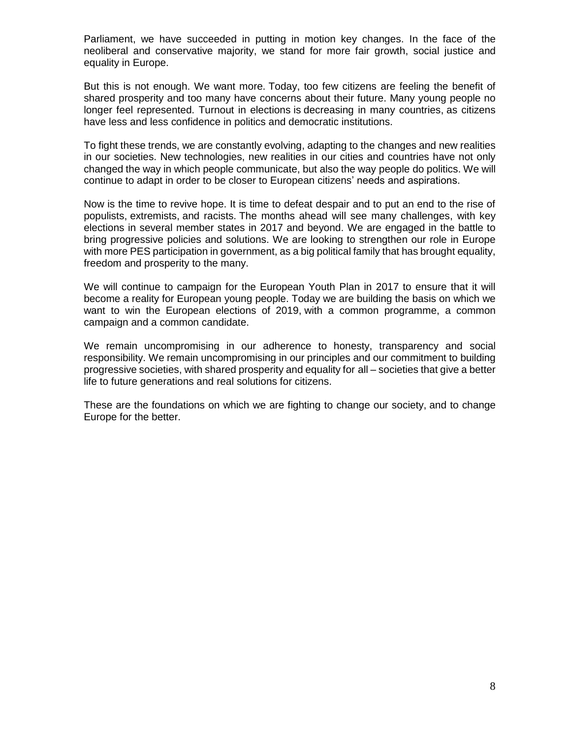Parliament, we have succeeded in putting in motion key changes. In the face of the neoliberal and conservative majority, we stand for more fair growth, social justice and equality in Europe.

But this is not enough. We want more. Today, too few citizens are feeling the benefit of shared prosperity and too many have concerns about their future. Many young people no longer feel represented. Turnout in elections is decreasing in many countries, as citizens have less and less confidence in politics and democratic institutions.

To fight these trends, we are constantly evolving, adapting to the changes and new realities in our societies. New technologies, new realities in our cities and countries have not only changed the way in which people communicate, but also the way people do politics. We will continue to adapt in order to be closer to European citizens' needs and aspirations.

Now is the time to revive hope. It is time to defeat despair and to put an end to the rise of populists, extremists, and racists. The months ahead will see many challenges, with key elections in several member states in 2017 and beyond. We are engaged in the battle to bring progressive policies and solutions. We are looking to strengthen our role in Europe with more PES participation in government, as a big political family that has brought equality, freedom and prosperity to the many.

We will continue to campaign for the European Youth Plan in 2017 to ensure that it will become a reality for European young people. Today we are building the basis on which we want to win the European elections of 2019, with a common programme, a common campaign and a common candidate.

We remain uncompromising in our adherence to honesty, transparency and social responsibility. We remain uncompromising in our principles and our commitment to building progressive societies, with shared prosperity and equality for all – societies that give a better life to future generations and real solutions for citizens.

These are the foundations on which we are fighting to change our society, and to change Europe for the better.